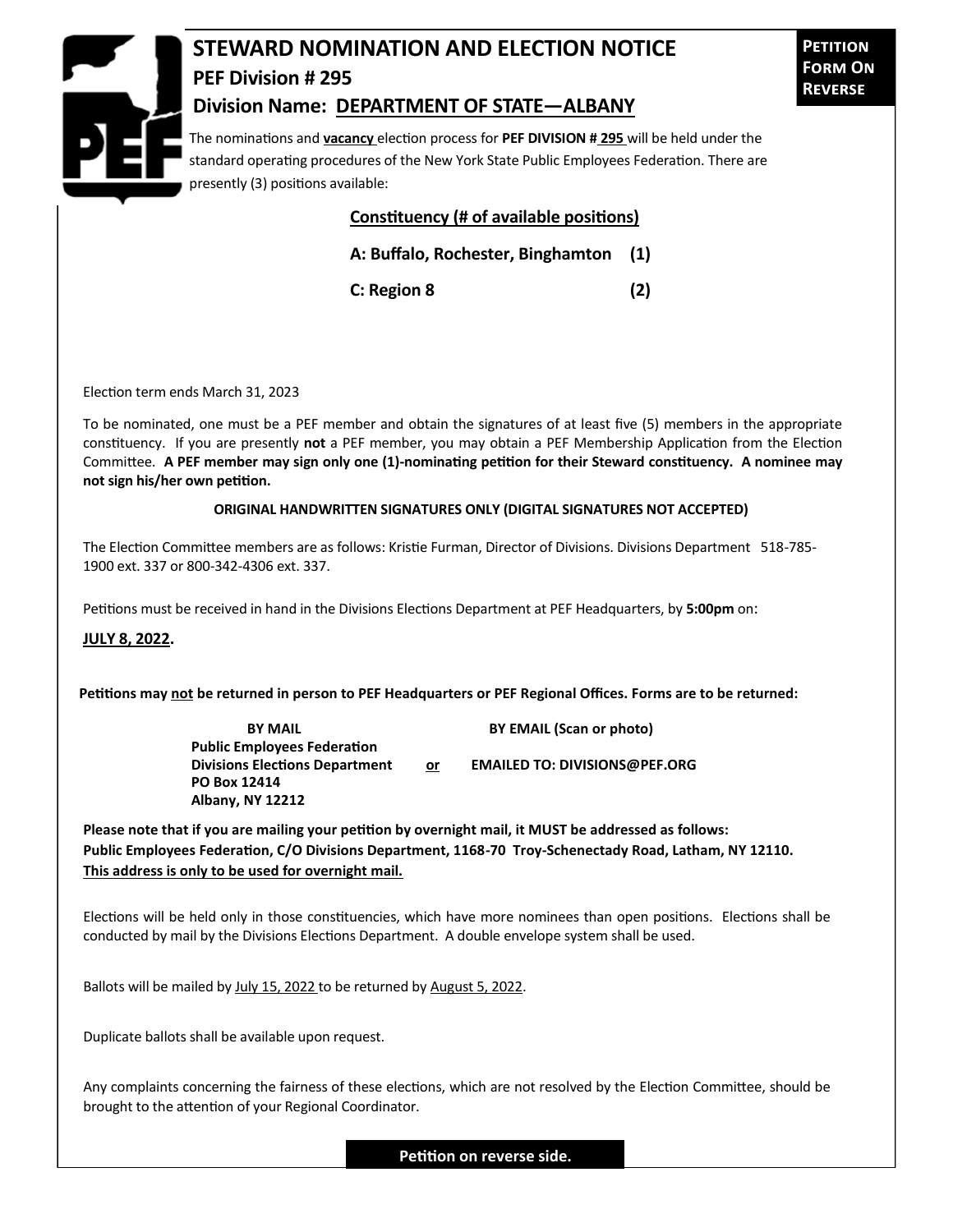# STEWARD NOMINATION AND ELECTION NOTICE

## PEF Division # 295

## Division Name: DEPARTMENT OF STATE—ALBANY

**Petition Form On Reverse**

The nominations and **vacancy** election process for **PEF DIVISION # 295** will be held under the standard operating procedures of the New York State Public Employees Federation. There are presently (3) positions available:

| Constituency (# of available positions) | |
|---|---|
| **A: Buffalo, Rochester, Binghamton** | **(1)** |
| **C: Region 8** | **(2)** |

Election term ends March 31, 2023

To be nominated, one must be a PEF member and obtain the signatures of at least five (5) members in the appropriate constituency. If you are presently **not** a PEF member, you may obtain a PEF Membership Application from the Election Committee. **A PEF member may sign only one (1)-nominating petition for their Steward constituency. A nominee may not sign his/her own petition.**

**ORIGINAL HANDWRITTEN SIGNATURES ONLY (DIGITAL SIGNATURES NOT ACCEPTED)**

The Election Committee members are as follows: Kristie Furman, Director of Divisions. Divisions Department 518-785-1900 ext. 337 or 800-342-4306 ext. 337.

Petitions must be received in hand in the Divisions Elections Department at PEF Headquarters, by **5:00pm** on:

**JULY 8, 2022.**

**Petitions may not be returned in person to PEF Headquarters or PEF Regional Offices. Forms are to be returned:**

**BY MAIL**
**Public Employees Federation**
**Divisions Elections Department**
**PO Box 12414**
**Albany, NY 12212**

**or**

**BY EMAIL (Scan or photo)**
**EMAILED TO: DIVISIONS@PEF.ORG**

**Please note that if you are mailing your petition by overnight mail, it MUST be addressed as follows: Public Employees Federation, C/O Divisions Department, 1168-70 Troy-Schenectady Road, Latham, NY 12110. This address is only to be used for overnight mail.**

Elections will be held only in those constituencies, which have more nominees than open positions. Elections shall be conducted by mail by the Divisions Elections Department. A double envelope system shall be used.

Ballots will be mailed by July 15, 2022 to be returned by August 5, 2022.

Duplicate ballots shall be available upon request.

Any complaints concerning the fairness of these elections, which are not resolved by the Election Committee, should be brought to the attention of your Regional Coordinator.

**Petition on reverse side.**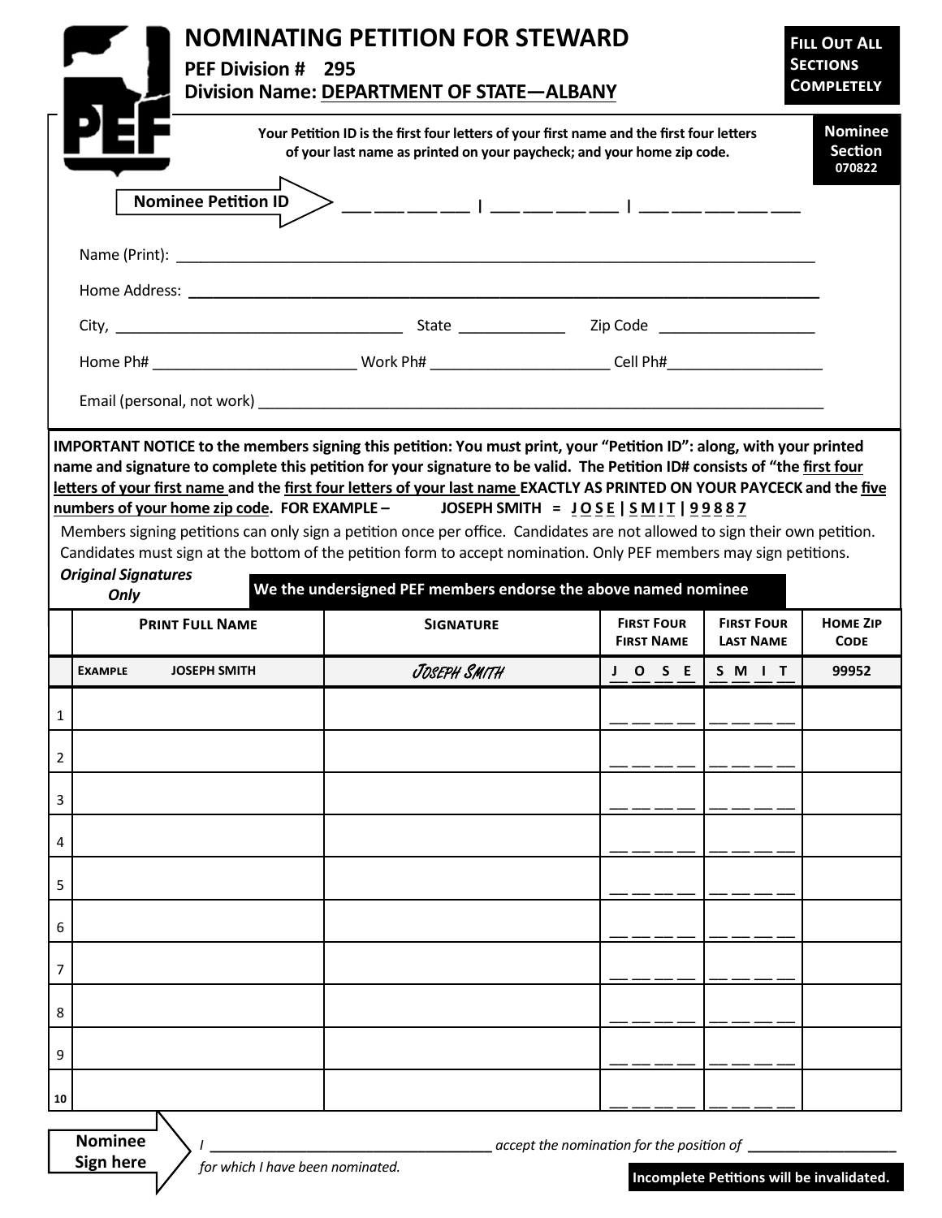# NOMINATING PETITION FOR STEWARD

**PEF Division # 295**

**Division Name: DEPARTMENT OF STATE—ALBANY**

**FILL OUT ALL SECTIONS COMPLETELY**

**Nominee Section**
**070822**

**Your Petition ID is the first four letters of your first name and the first four letters of your last name as printed on your paycheck; and your home zip code.**

**Nominee Petition ID** ___ ___ ___ ___ | ___ ___ ___ ___ | ___ ___ ___ ___ ___

Name (Print): ______________________________________________

Home Address: ______________________________________________

City, ________________________ State ____________ Zip Code ________________

Home Ph# ____________________ Work Ph# ____________________ Cell Ph# ________________

Email (personal, not work) ______________________________________________

**IMPORTANT NOTICE to the members signing this petition: You must print, your "Petition ID": along, with your printed name and signature to complete this petition for your signature to be valid. The Petition ID# consists of "the first four letters of your first name and the first four letters of your last name EXACTLY AS PRINTED ON YOUR PAYCECK and the five numbers of your home zip code. FOR EXAMPLE – JOSEPH SMITH = J O S E | S M I T | 9 9 8 8 7**

Members signing petitions can only sign a petition once per office. Candidates are not allowed to sign their own petition. Candidates must sign at the bottom of the petition form to accept nomination. Only PEF members may sign petitions.

***Original Signatures Only***

**We the undersigned PEF members endorse the above named nominee**

| | Print Full Name | Signature | First Four First Name | First Four Last Name | Home Zip Code |
|---|---|---|---|---|---|
| | EXAMPLE JOSEPH SMITH | *Joseph Smith* | J O S E | S M I T | 99952 |
| 1 | | | __ __ __ __ | __ __ __ __ | |
| 2 | | | __ __ __ __ | __ __ __ __ | |
| 3 | | | __ __ __ __ | __ __ __ __ | |
| 4 | | | __ __ __ __ | __ __ __ __ | |
| 5 | | | __ __ __ __ | __ __ __ __ | |
| 6 | | | __ __ __ __ | __ __ __ __ | |
| 7 | | | __ __ __ __ | __ __ __ __ | |
| 8 | | | __ __ __ __ | __ __ __ __ | |
| 9 | | | __ __ __ __ | __ __ __ __ | |
| 10 | | | __ __ __ __ | __ __ __ __ | |

**Nominee Sign here**

*I ________________________________ accept the nomination for the position of ________________ for which I have been nominated.*

**Incomplete Petitions will be invalidated.**